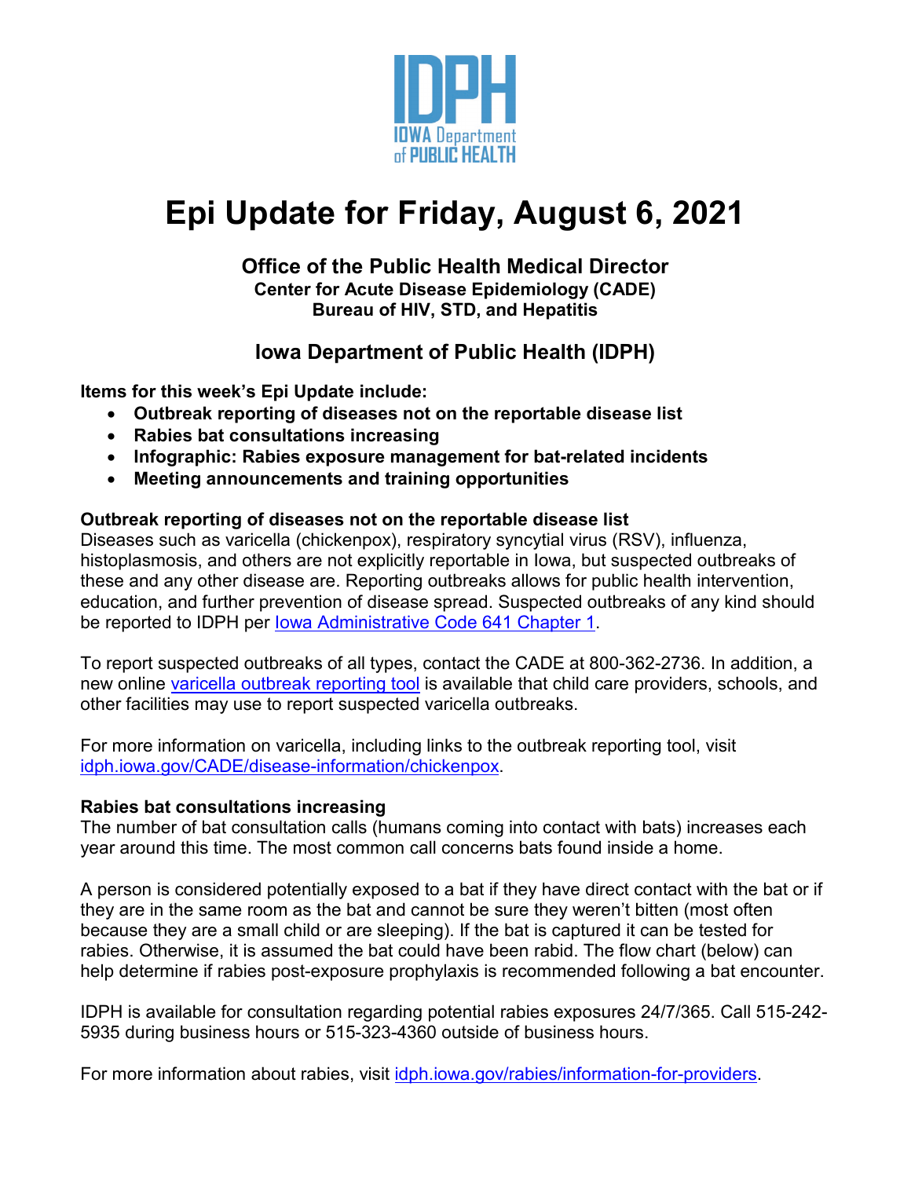# Epi Update for Friday, August 6, 2021

**Office of the Public Health Medical Director**
**Center for Acute Disease Epidemiology (CADE)**
**Bureau of HIV, STD, and Hepatitis**

**Iowa Department of Public Health (IDPH)**

**Items for this week's Epi Update include:**

- **Outbreak reporting of diseases not on the reportable disease list**
- **Rabies bat consultations increasing**
- **Infographic: Rabies exposure management for bat-related incidents**
- **Meeting announcements and training opportunities**

### Outbreak reporting of diseases not on the reportable disease list

Diseases such as varicella (chickenpox), respiratory syncytial virus (RSV), influenza, histoplasmosis, and others are not explicitly reportable in Iowa, but suspected outbreaks of these and any other disease are. Reporting outbreaks allows for public health intervention, education, and further prevention of disease spread. Suspected outbreaks of any kind should be reported to IDPH per Iowa Administrative Code 641 Chapter 1.

To report suspected outbreaks of all types, contact the CADE at 800-362-2736. In addition, a new online varicella outbreak reporting tool is available that child care providers, schools, and other facilities may use to report suspected varicella outbreaks.

For more information on varicella, including links to the outbreak reporting tool, visit idph.iowa.gov/CADE/disease-information/chickenpox.

### Rabies bat consultations increasing

The number of bat consultation calls (humans coming into contact with bats) increases each year around this time. The most common call concerns bats found inside a home.

A person is considered potentially exposed to a bat if they have direct contact with the bat or if they are in the same room as the bat and cannot be sure they weren't bitten (most often because they are a small child or are sleeping). If the bat is captured it can be tested for rabies. Otherwise, it is assumed the bat could have been rabid. The flow chart (below) can help determine if rabies post-exposure prophylaxis is recommended following a bat encounter.

IDPH is available for consultation regarding potential rabies exposures 24/7/365. Call 515-242-5935 during business hours or 515-323-4360 outside of business hours.

For more information about rabies, visit idph.iowa.gov/rabies/information-for-providers.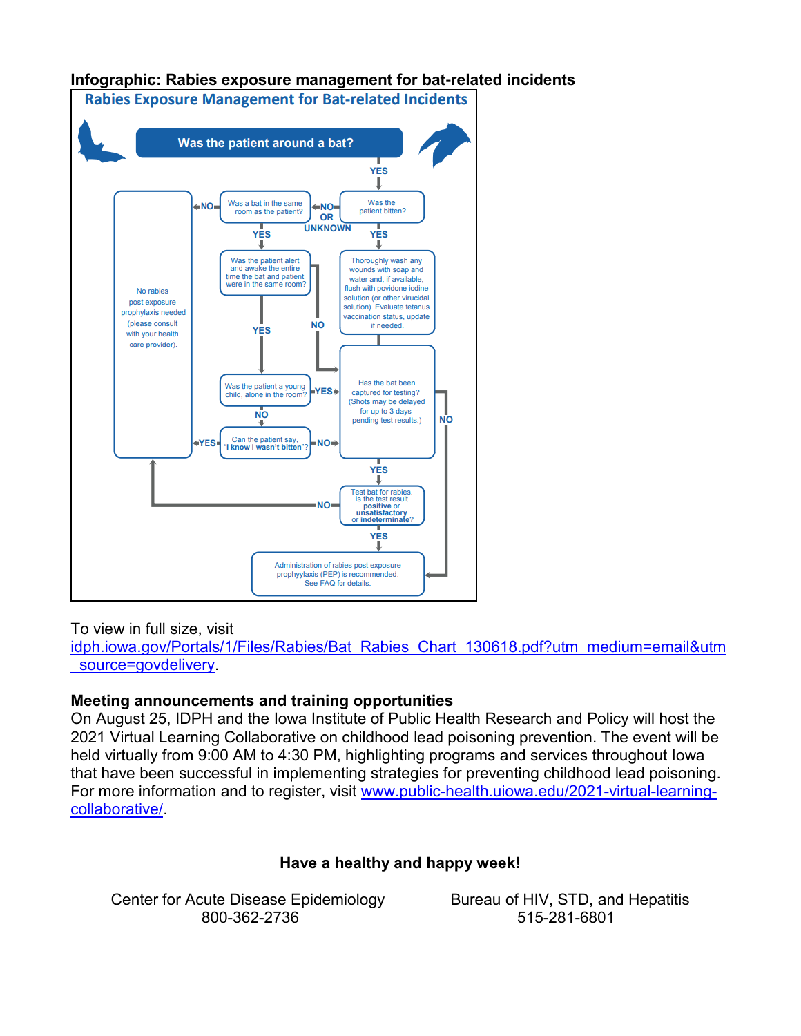**Infographic: Rabies exposure management for bat-related incidents**

Rabies Exposure Management for Bat-related Incidents

Was the patient around a bat?

YES

Was the patient bitten?

NO OR UNKNOWN

Was a bat in the same room as the patient?

NO

No rabies post exposure prophylaxis needed (please consult with your health care provider).

YES

Was the patient alert and awake the entire time the bat and patient were in the same room?

YES

Was the patient a young child, alone in the room?

NO

Can the patient say, "I know I wasn't bitten"?

YES

NO

YES

Thoroughly wash any wounds with soap and water and, if available, flush with povidone iodine solution (or other virucidal solution). Evaluate tetanus vaccination status, update if needed.

Has the bat been captured for testing? (Shots may be delayed for up to 3 days pending test results.)

YES

Test bat for rabies. Is the test result **positive** or **unsatisfactory** or **indeterminate**?

NO

YES

Administration of rabies post exposure prophylaxis (PEP) is recommended. See FAQ for details.

To view in full size, visit [idph.iowa.gov/Portals/1/Files/Rabies/Bat_Rabies_Chart_130618.pdf?utm_medium=email&utm_source=govdelivery](idph.iowa.gov/Portals/1/Files/Rabies/Bat_Rabies_Chart_130618.pdf?utm_medium=email&utm_source=govdelivery).

**Meeting announcements and training opportunities**

On August 25, IDPH and the Iowa Institute of Public Health Research and Policy will host the 2021 Virtual Learning Collaborative on childhood lead poisoning prevention. The event will be held virtually from 9:00 AM to 4:30 PM, highlighting programs and services throughout Iowa that have been successful in implementing strategies for preventing childhood lead poisoning. For more information and to register, visit [www.public-health.uiowa.edu/2021-virtual-learning-collaborative/](www.public-health.uiowa.edu/2021-virtual-learning-collaborative/).

**Have a healthy and happy week!**

Center for Acute Disease Epidemiology
800-362-2736

Bureau of HIV, STD, and Hepatitis
515-281-6801